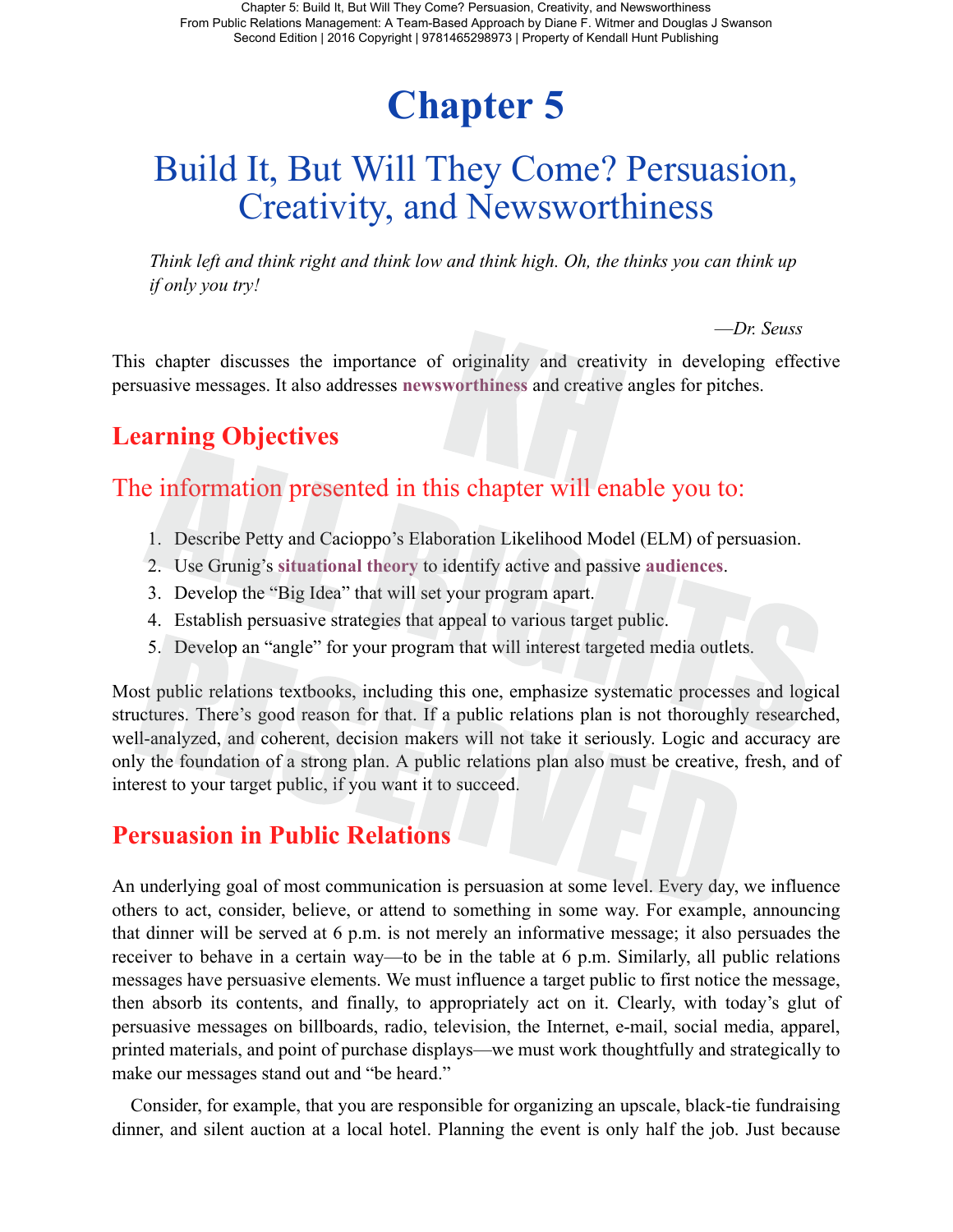# Chapter 5

## Build It, But Will They Come? Persuasion, Creativity, and Newsworthiness

*Think left and think right and think low and think high. Oh, the thinks you can think up if only you try!*

—*Dr. Seuss*

This chapter discusses the importance of originality and creativity in developing effective persuasive messages. It also addresses **newsworthiness** and creative angles for pitches.

## Learning Objectives

### The information presented in this chapter will enable you to:

1. Describe Petty and Cacioppo's Elaboration Likelihood Model (ELM) of persuasion.
2. Use Grunig's **situational theory** to identify active and passive **audiences**.
3. Develop the "Big Idea" that will set your program apart.
4. Establish persuasive strategies that appeal to various target public.
5. Develop an "angle" for your program that will interest targeted media outlets.

Most public relations textbooks, including this one, emphasize systematic processes and logical structures. There's good reason for that. If a public relations plan is not thoroughly researched, well-analyzed, and coherent, decision makers will not take it seriously. Logic and accuracy are only the foundation of a strong plan. A public relations plan also must be creative, fresh, and of interest to your target public, if you want it to succeed.

## Persuasion in Public Relations

An underlying goal of most communication is persuasion at some level. Every day, we influence others to act, consider, believe, or attend to something in some way. For example, announcing that dinner will be served at 6 p.m. is not merely an informative message; it also persuades the receiver to behave in a certain way—to be in the table at 6 p.m. Similarly, all public relations messages have persuasive elements. We must influence a target public to first notice the message, then absorb its contents, and finally, to appropriately act on it. Clearly, with today's glut of persuasive messages on billboards, radio, television, the Internet, e-mail, social media, apparel, printed materials, and point of purchase displays—we must work thoughtfully and strategically to make our messages stand out and "be heard."

Consider, for example, that you are responsible for organizing an upscale, black-tie fundraising dinner, and silent auction at a local hotel. Planning the event is only half the job. Just because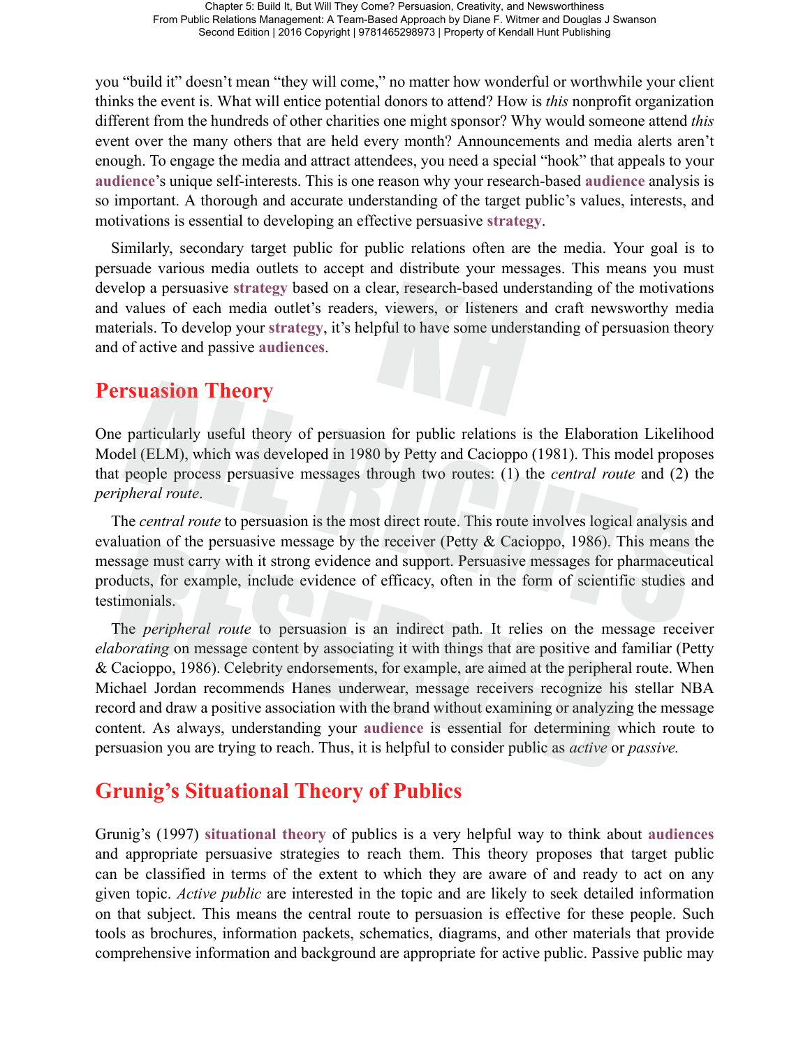you "build it" doesn't mean "they will come," no matter how wonderful or worthwhile your client thinks the event is. What will entice potential donors to attend? How is *this* nonprofit organization different from the hundreds of other charities one might sponsor? Why would someone attend *this* event over the many others that are held every month? Announcements and media alerts aren't enough. To engage the media and attract attendees, you need a special "hook" that appeals to your **audience**'s unique self-interests. This is one reason why your research-based **audience** analysis is so important. A thorough and accurate understanding of the target public's values, interests, and motivations is essential to developing an effective persuasive **strategy**.

Similarly, secondary target public for public relations often are the media. Your goal is to persuade various media outlets to accept and distribute your messages. This means you must develop a persuasive **strategy** based on a clear, research-based understanding of the motivations and values of each media outlet's readers, viewers, or listeners and craft newsworthy media materials. To develop your **strategy**, it's helpful to have some understanding of persuasion theory and of active and passive **audiences**.

## Persuasion Theory

One particularly useful theory of persuasion for public relations is the Elaboration Likelihood Model (ELM), which was developed in 1980 by Petty and Cacioppo (1981). This model proposes that people process persuasive messages through two routes: (1) the *central route* and (2) the *peripheral route*.

The *central route* to persuasion is the most direct route. This route involves logical analysis and evaluation of the persuasive message by the receiver (Petty & Cacioppo, 1986). This means the message must carry with it strong evidence and support. Persuasive messages for pharmaceutical products, for example, include evidence of efficacy, often in the form of scientific studies and testimonials.

The *peripheral route* to persuasion is an indirect path. It relies on the message receiver *elaborating* on message content by associating it with things that are positive and familiar (Petty & Cacioppo, 1986). Celebrity endorsements, for example, are aimed at the peripheral route. When Michael Jordan recommends Hanes underwear, message receivers recognize his stellar NBA record and draw a positive association with the brand without examining or analyzing the message content. As always, understanding your **audience** is essential for determining which route to persuasion you are trying to reach. Thus, it is helpful to consider public as *active* or *passive.*

## Grunig's Situational Theory of Publics

Grunig's (1997) **situational theory** of publics is a very helpful way to think about **audiences** and appropriate persuasive strategies to reach them. This theory proposes that target public can be classified in terms of the extent to which they are aware of and ready to act on any given topic. *Active public* are interested in the topic and are likely to seek detailed information on that subject. This means the central route to persuasion is effective for these people. Such tools as brochures, information packets, schematics, diagrams, and other materials that provide comprehensive information and background are appropriate for active public. Passive public may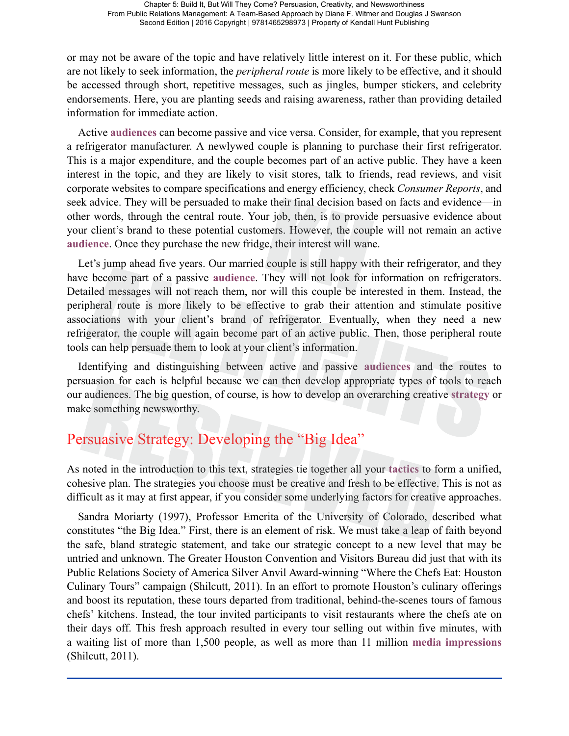or may not be aware of the topic and have relatively little interest on it. For these public, which are not likely to seek information, the *peripheral route* is more likely to be effective, and it should be accessed through short, repetitive messages, such as jingles, bumper stickers, and celebrity endorsements. Here, you are planting seeds and raising awareness, rather than providing detailed information for immediate action.

Active **audiences** can become passive and vice versa. Consider, for example, that you represent a refrigerator manufacturer. A newlywed couple is planning to purchase their first refrigerator. This is a major expenditure, and the couple becomes part of an active public. They have a keen interest in the topic, and they are likely to visit stores, talk to friends, read reviews, and visit corporate websites to compare specifications and energy efficiency, check *Consumer Reports*, and seek advice. They will be persuaded to make their final decision based on facts and evidence—in other words, through the central route. Your job, then, is to provide persuasive evidence about your client's brand to these potential customers. However, the couple will not remain an active **audience**. Once they purchase the new fridge, their interest will wane.

Let's jump ahead five years. Our married couple is still happy with their refrigerator, and they have become part of a passive **audience**. They will not look for information on refrigerators. Detailed messages will not reach them, nor will this couple be interested in them. Instead, the peripheral route is more likely to be effective to grab their attention and stimulate positive associations with your client's brand of refrigerator. Eventually, when they need a new refrigerator, the couple will again become part of an active public. Then, those peripheral route tools can help persuade them to look at your client's information.

Identifying and distinguishing between active and passive **audiences** and the routes to persuasion for each is helpful because we can then develop appropriate types of tools to reach our audiences. The big question, of course, is how to develop an overarching creative **strategy** or make something newsworthy.

## Persuasive Strategy: Developing the "Big Idea"

As noted in the introduction to this text, strategies tie together all your **tactics** to form a unified, cohesive plan. The strategies you choose must be creative and fresh to be effective. This is not as difficult as it may at first appear, if you consider some underlying factors for creative approaches.

Sandra Moriarty (1997), Professor Emerita of the University of Colorado, described what constitutes "the Big Idea." First, there is an element of risk. We must take a leap of faith beyond the safe, bland strategic statement, and take our strategic concept to a new level that may be untried and unknown. The Greater Houston Convention and Visitors Bureau did just that with its Public Relations Society of America Silver Anvil Award-winning "Where the Chefs Eat: Houston Culinary Tours" campaign (Shilcutt, 2011). In an effort to promote Houston's culinary offerings and boost its reputation, these tours departed from traditional, behind-the-scenes tours of famous chefs' kitchens. Instead, the tour invited participants to visit restaurants where the chefs ate on their days off. This fresh approach resulted in every tour selling out within five minutes, with a waiting list of more than 1,500 people, as well as more than 11 million **media impressions** (Shilcutt, 2011).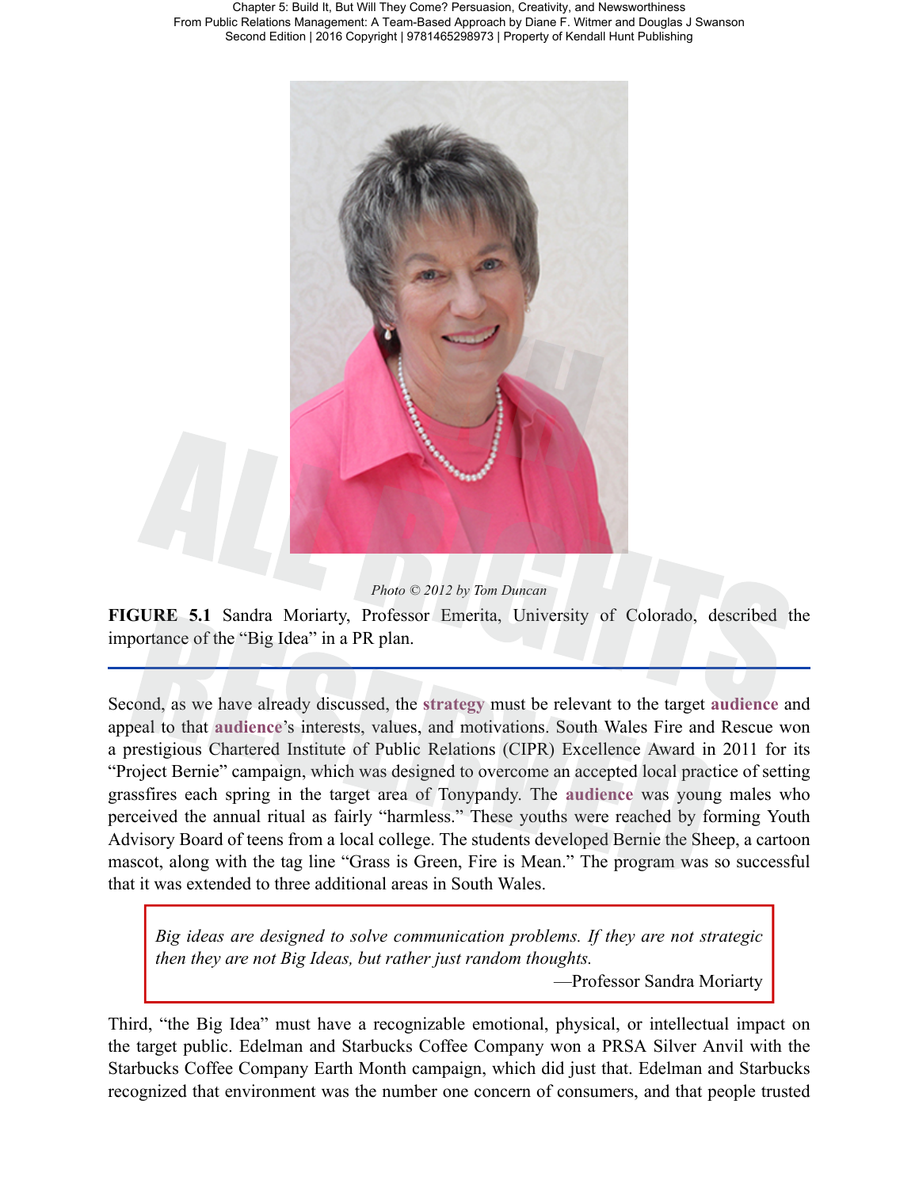Photo © 2012 by Tom Duncan

**FIGURE 5.1** Sandra Moriarty, Professor Emerita, University of Colorado, described the importance of the "Big Idea" in a PR plan.

Second, as we have already discussed, the **strategy** must be relevant to the target **audience** and appeal to that **audience**'s interests, values, and motivations. South Wales Fire and Rescue won a prestigious Chartered Institute of Public Relations (CIPR) Excellence Award in 2011 for its "Project Bernie" campaign, which was designed to overcome an accepted local practice of setting grassfires each spring in the target area of Tonypandy. The **audience** was young males who perceived the annual ritual as fairly "harmless." These youths were reached by forming Youth Advisory Board of teens from a local college. The students developed Bernie the Sheep, a cartoon mascot, along with the tag line "Grass is Green, Fire is Mean." The program was so successful that it was extended to three additional areas in South Wales.

> *Big ideas are designed to solve communication problems. If they are not strategic then they are not Big Ideas, but rather just random thoughts.*
>
> —Professor Sandra Moriarty

Third, "the Big Idea" must have a recognizable emotional, physical, or intellectual impact on the target public. Edelman and Starbucks Coffee Company won a PRSA Silver Anvil with the Starbucks Coffee Company Earth Month campaign, which did just that. Edelman and Starbucks recognized that environment was the number one concern of consumers, and that people trusted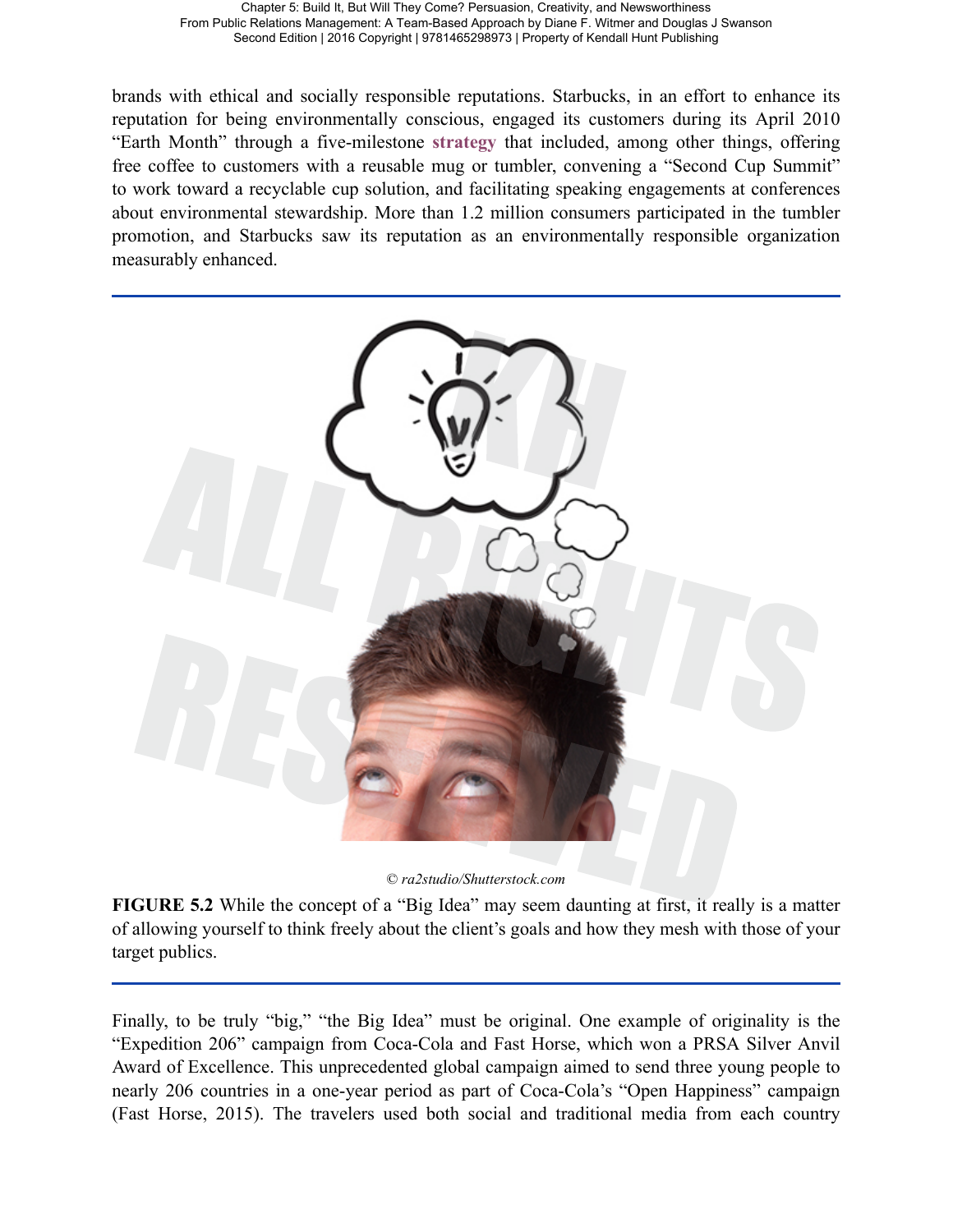brands with ethical and socially responsible reputations. Starbucks, in an effort to enhance its reputation for being environmentally conscious, engaged its customers during its April 2010 "Earth Month" through a five-milestone **strategy** that included, among other things, offering free coffee to customers with a reusable mug or tumbler, convening a "Second Cup Summit" to work toward a recyclable cup solution, and facilitating speaking engagements at conferences about environmental stewardship. More than 1.2 million consumers participated in the tumbler promotion, and Starbucks saw its reputation as an environmentally responsible organization measurably enhanced.

*© ra2studio/Shutterstock.com*

**FIGURE 5.2** While the concept of a "Big Idea" may seem daunting at first, it really is a matter of allowing yourself to think freely about the client's goals and how they mesh with those of your target publics.

Finally, to be truly "big," "the Big Idea" must be original. One example of originality is the "Expedition 206" campaign from Coca-Cola and Fast Horse, which won a PRSA Silver Anvil Award of Excellence. This unprecedented global campaign aimed to send three young people to nearly 206 countries in a one-year period as part of Coca-Cola's "Open Happiness" campaign (Fast Horse, 2015). The travelers used both social and traditional media from each country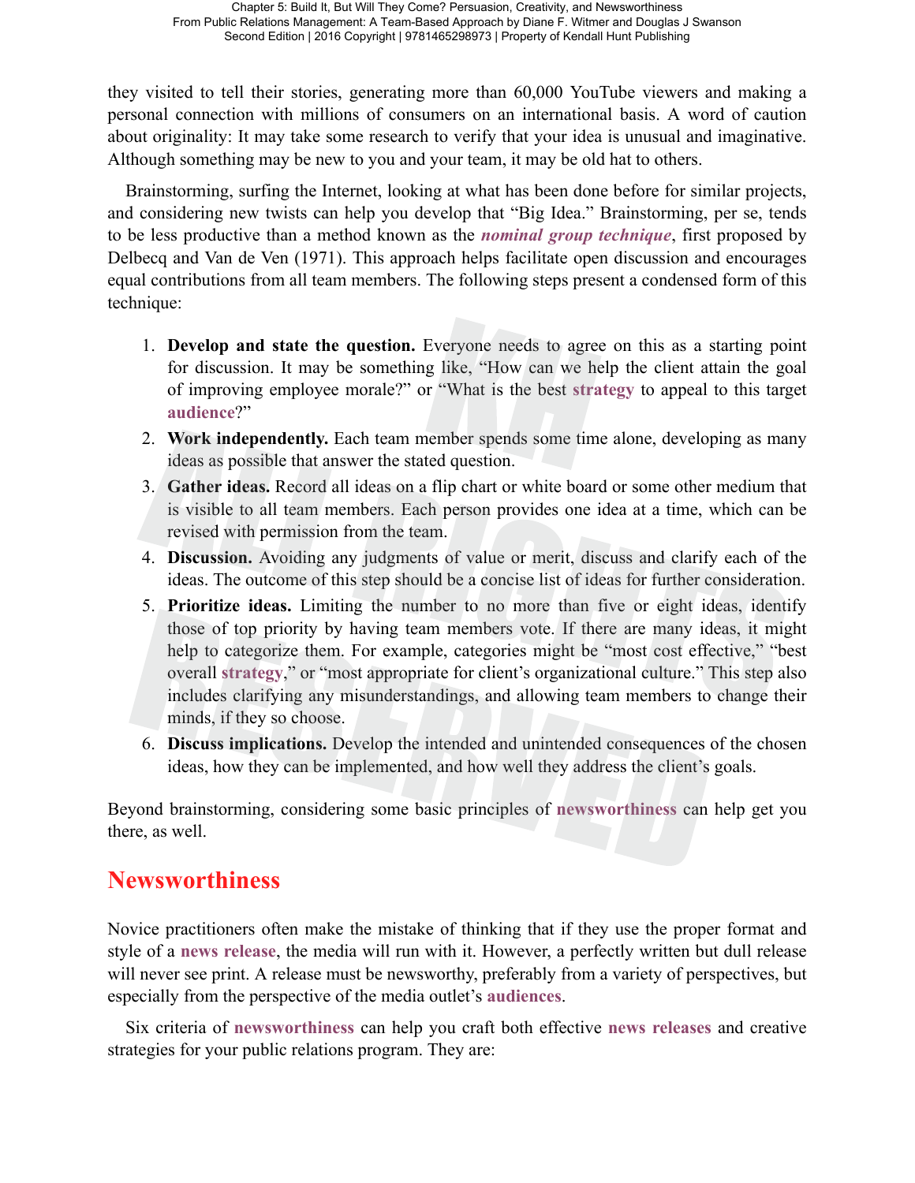they visited to tell their stories, generating more than 60,000 YouTube viewers and making a personal connection with millions of consumers on an international basis. A word of caution about originality: It may take some research to verify that your idea is unusual and imaginative. Although something may be new to you and your team, it may be old hat to others.

Brainstorming, surfing the Internet, looking at what has been done before for similar projects, and considering new twists can help you develop that "Big Idea." Brainstorming, per se, tends to be less productive than a method known as the ***nominal group technique***, first proposed by Delbecq and Van de Ven (1971). This approach helps facilitate open discussion and encourages equal contributions from all team members. The following steps present a condensed form of this technique:

1. **Develop and state the question.** Everyone needs to agree on this as a starting point for discussion. It may be something like, "How can we help the client attain the goal of improving employee morale?" or "What is the best **strategy** to appeal to this target **audience**?"
2. **Work independently.** Each team member spends some time alone, developing as many ideas as possible that answer the stated question.
3. **Gather ideas.** Record all ideas on a flip chart or white board or some other medium that is visible to all team members. Each person provides one idea at a time, which can be revised with permission from the team.
4. **Discussion.** Avoiding any judgments of value or merit, discuss and clarify each of the ideas. The outcome of this step should be a concise list of ideas for further consideration.
5. **Prioritize ideas.** Limiting the number to no more than five or eight ideas, identify those of top priority by having team members vote. If there are many ideas, it might help to categorize them. For example, categories might be "most cost effective," "best overall **strategy**," or "most appropriate for client's organizational culture." This step also includes clarifying any misunderstandings, and allowing team members to change their minds, if they so choose.
6. **Discuss implications.** Develop the intended and unintended consequences of the chosen ideas, how they can be implemented, and how well they address the client's goals.

Beyond brainstorming, considering some basic principles of **newsworthiness** can help get you there, as well.

## Newsworthiness

Novice practitioners often make the mistake of thinking that if they use the proper format and style of a **news release**, the media will run with it. However, a perfectly written but dull release will never see print. A release must be newsworthy, preferably from a variety of perspectives, but especially from the perspective of the media outlet's **audiences**.

Six criteria of **newsworthiness** can help you craft both effective **news releases** and creative strategies for your public relations program. They are: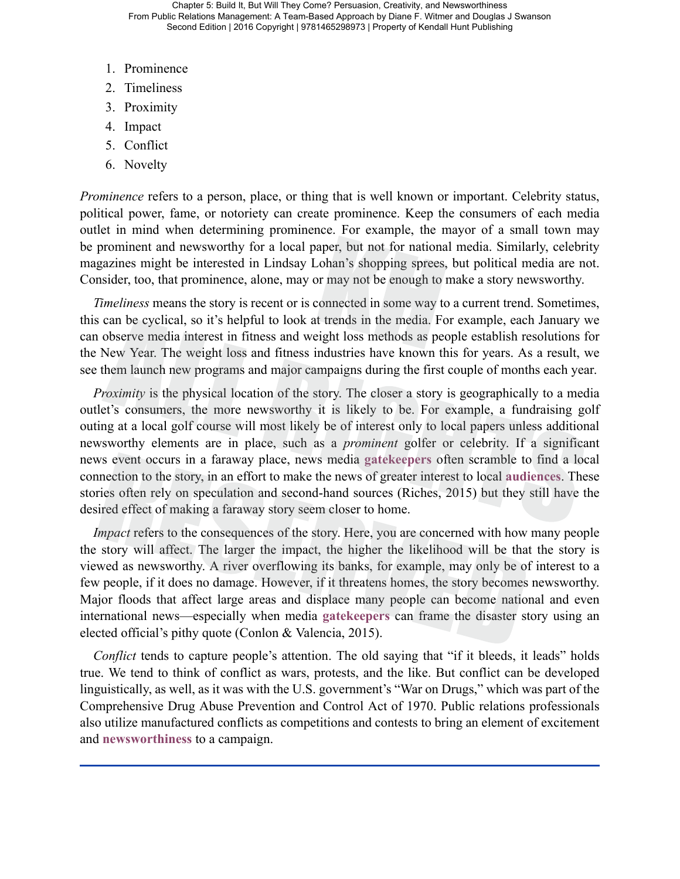1. Prominence
2. Timeliness
3. Proximity
4. Impact
5. Conflict
6. Novelty

*Prominence* refers to a person, place, or thing that is well known or important. Celebrity status, political power, fame, or notoriety can create prominence. Keep the consumers of each media outlet in mind when determining prominence. For example, the mayor of a small town may be prominent and newsworthy for a local paper, but not for national media. Similarly, celebrity magazines might be interested in Lindsay Lohan's shopping sprees, but political media are not. Consider, too, that prominence, alone, may or may not be enough to make a story newsworthy.

*Timeliness* means the story is recent or is connected in some way to a current trend. Sometimes, this can be cyclical, so it's helpful to look at trends in the media. For example, each January we can observe media interest in fitness and weight loss methods as people establish resolutions for the New Year. The weight loss and fitness industries have known this for years. As a result, we see them launch new programs and major campaigns during the first couple of months each year.

*Proximity* is the physical location of the story. The closer a story is geographically to a media outlet's consumers, the more newsworthy it is likely to be. For example, a fundraising golf outing at a local golf course will most likely be of interest only to local papers unless additional newsworthy elements are in place, such as a *prominent* golfer or celebrity. If a significant news event occurs in a faraway place, news media **gatekeepers** often scramble to find a local connection to the story, in an effort to make the news of greater interest to local **audiences**. These stories often rely on speculation and second-hand sources (Riches, 2015) but they still have the desired effect of making a faraway story seem closer to home.

*Impact* refers to the consequences of the story. Here, you are concerned with how many people the story will affect. The larger the impact, the higher the likelihood will be that the story is viewed as newsworthy. A river overflowing its banks, for example, may only be of interest to a few people, if it does no damage. However, if it threatens homes, the story becomes newsworthy. Major floods that affect large areas and displace many people can become national and even international news—especially when media **gatekeepers** can frame the disaster story using an elected official's pithy quote (Conlon & Valencia, 2015).

*Conflict* tends to capture people's attention. The old saying that "if it bleeds, it leads" holds true. We tend to think of conflict as wars, protests, and the like. But conflict can be developed linguistically, as well, as it was with the U.S. government's "War on Drugs," which was part of the Comprehensive Drug Abuse Prevention and Control Act of 1970. Public relations professionals also utilize manufactured conflicts as competitions and contests to bring an element of excitement and **newsworthiness** to a campaign.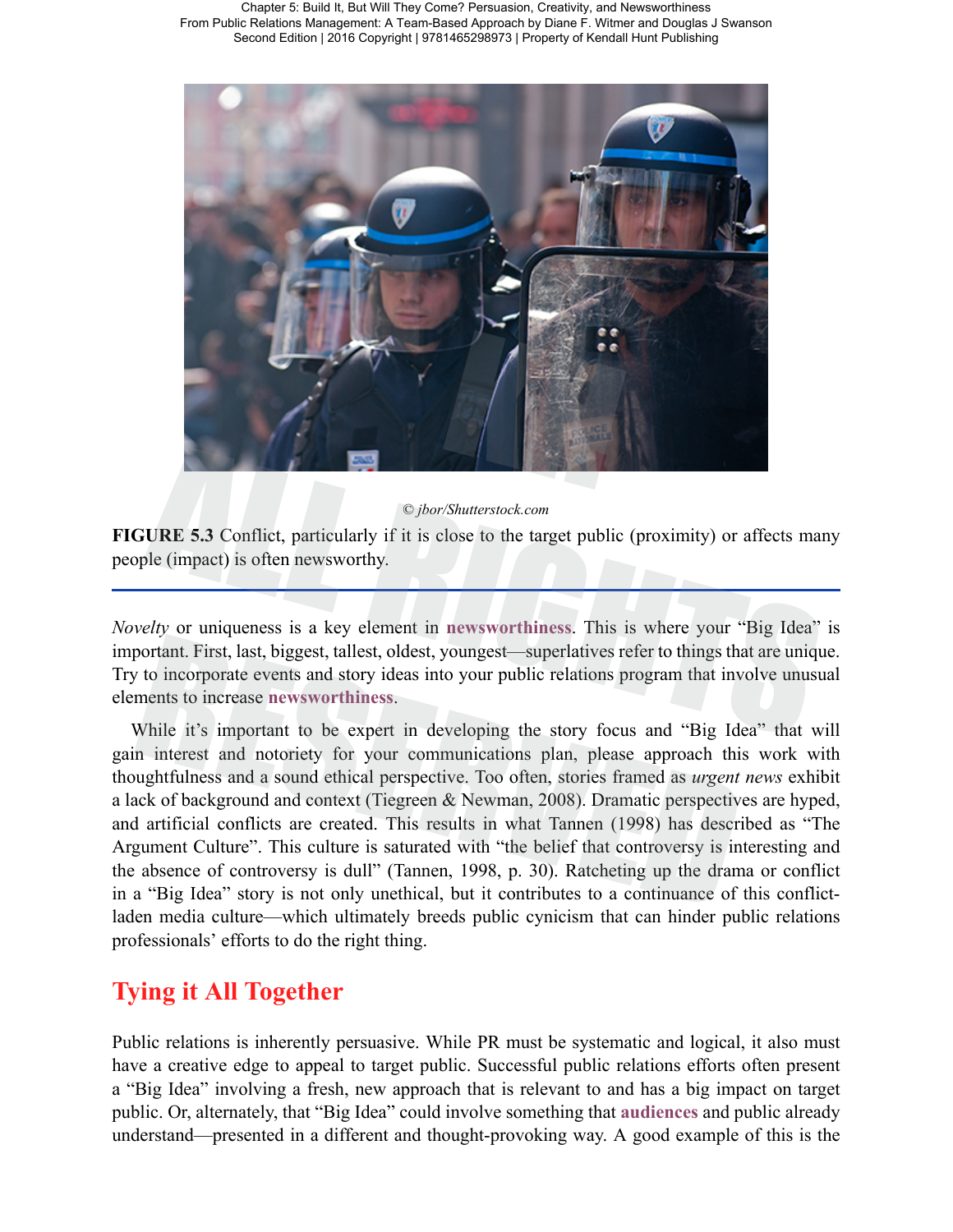© jbor/Shutterstock.com

**FIGURE 5.3** Conflict, particularly if it is close to the target public (proximity) or affects many people (impact) is often newsworthy.

*Novelty* or uniqueness is a key element in **newsworthiness**. This is where your "Big Idea" is important. First, last, biggest, tallest, oldest, youngest—superlatives refer to things that are unique. Try to incorporate events and story ideas into your public relations program that involve unusual elements to increase **newsworthiness**.

While it's important to be expert in developing the story focus and "Big Idea" that will gain interest and notoriety for your communications plan, please approach this work with thoughtfulness and a sound ethical perspective. Too often, stories framed as *urgent news* exhibit a lack of background and context (Tiegreen & Newman, 2008). Dramatic perspectives are hyped, and artificial conflicts are created. This results in what Tannen (1998) has described as "The Argument Culture". This culture is saturated with "the belief that controversy is interesting and the absence of controversy is dull" (Tannen, 1998, p. 30). Ratcheting up the drama or conflict in a "Big Idea" story is not only unethical, but it contributes to a continuance of this conflict-laden media culture—which ultimately breeds public cynicism that can hinder public relations professionals' efforts to do the right thing.

## Tying it All Together

Public relations is inherently persuasive. While PR must be systematic and logical, it also must have a creative edge to appeal to target public. Successful public relations efforts often present a "Big Idea" involving a fresh, new approach that is relevant to and has a big impact on target public. Or, alternately, that "Big Idea" could involve something that **audiences** and public already understand—presented in a different and thought-provoking way. A good example of this is the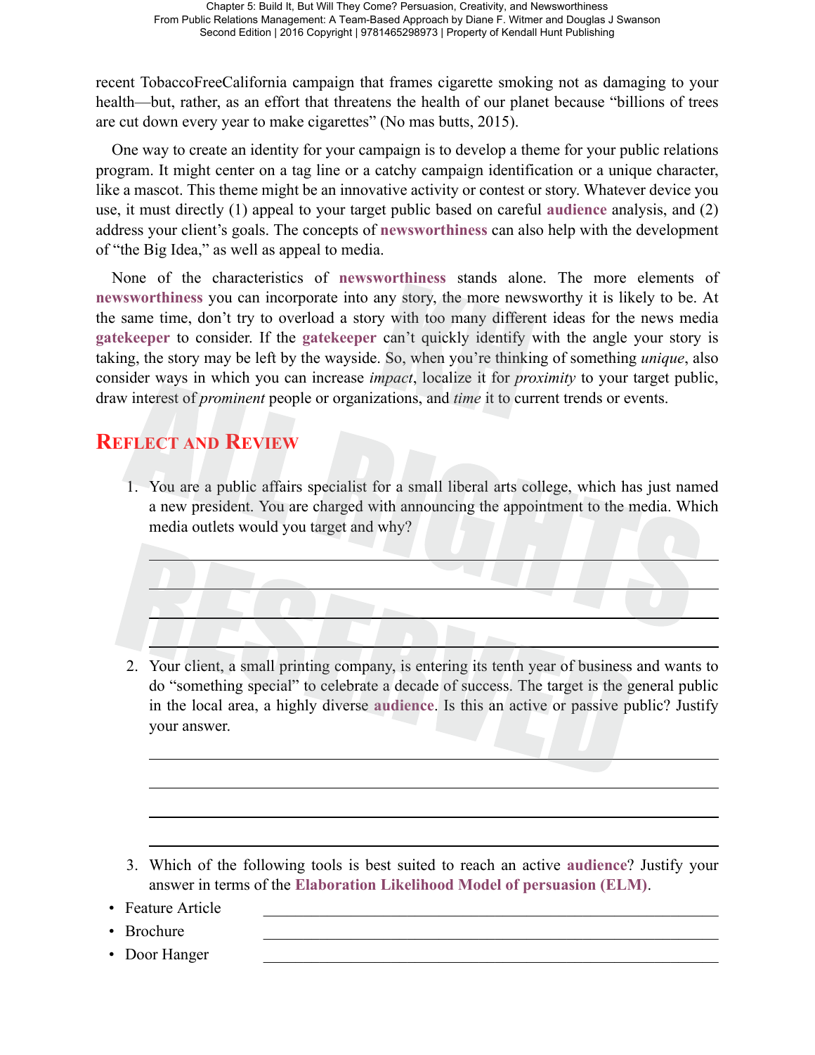recent TobaccoFreeCalifornia campaign that frames cigarette smoking not as damaging to your health—but, rather, as an effort that threatens the health of our planet because "billions of trees are cut down every year to make cigarettes" (No mas butts, 2015).

One way to create an identity for your campaign is to develop a theme for your public relations program. It might center on a tag line or a catchy campaign identification or a unique character, like a mascot. This theme might be an innovative activity or contest or story. Whatever device you use, it must directly (1) appeal to your target public based on careful **audience** analysis, and (2) address your client's goals. The concepts of **newsworthiness** can also help with the development of "the Big Idea," as well as appeal to media.

None of the characteristics of **newsworthiness** stands alone. The more elements of **newsworthiness** you can incorporate into any story, the more newsworthy it is likely to be. At the same time, don't try to overload a story with too many different ideas for the news media **gatekeeper** to consider. If the **gatekeeper** can't quickly identify with the angle your story is taking, the story may be left by the wayside. So, when you're thinking of something *unique*, also consider ways in which you can increase *impact*, localize it for *proximity* to your target public, draw interest of *prominent* people or organizations, and *time* it to current trends or events.

## Reflect and Review

1. You are a public affairs specialist for a small liberal arts college, which has just named a new president. You are charged with announcing the appointment to the media. Which media outlets would you target and why?

___

___

___

___

2. Your client, a small printing company, is entering its tenth year of business and wants to do "something special" to celebrate a decade of success. The target is the general public in the local area, a highly diverse **audience**. Is this an active or passive public? Justify your answer.

___

___

___

___

3. Which of the following tools is best suited to reach an active **audience**? Justify your answer in terms of the **Elaboration Likelihood Model of persuasion (ELM)**.

- Feature Article ___
- Brochure ___
- Door Hanger ___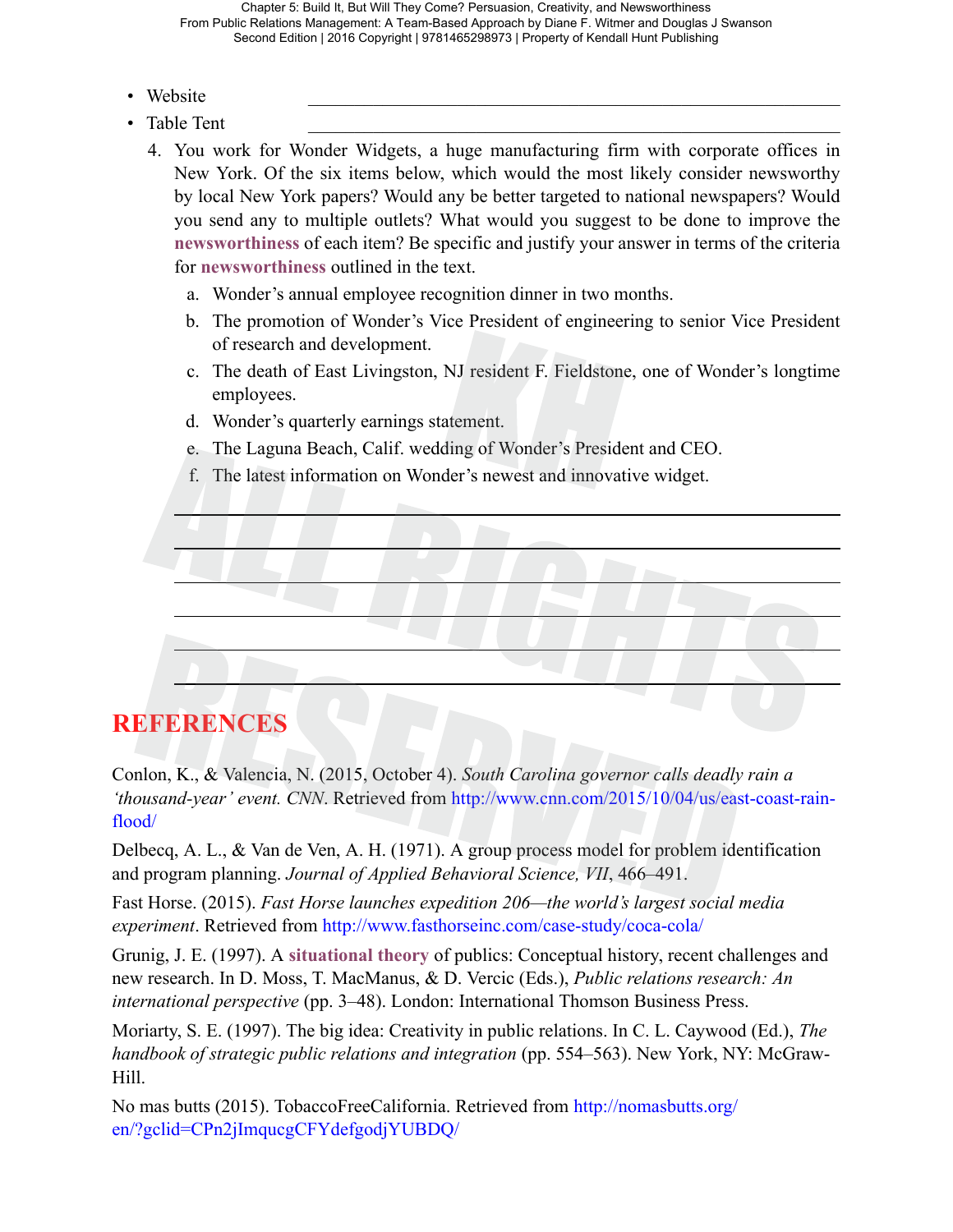- Website ______________________________
- Table Tent ______________________________

4. You work for Wonder Widgets, a huge manufacturing firm with corporate offices in New York. Of the six items below, which would the most likely consider newsworthy by local New York papers? Would any be better targeted to national newspapers? Would you send any to multiple outlets? What would you suggest to be done to improve the **newsworthiness** of each item? Be specific and justify your answer in terms of the criteria for **newsworthiness** outlined in the text.
   a. Wonder's annual employee recognition dinner in two months.
   b. The promotion of Wonder's Vice President of engineering to senior Vice President of research and development.
   c. The death of East Livingston, NJ resident F. Fieldstone, one of Wonder's longtime employees.
   d. Wonder's quarterly earnings statement.
   e. The Laguna Beach, Calif. wedding of Wonder's President and CEO.
   f. The latest information on Wonder's newest and innovative widget.

______________________________________________________________________

______________________________________________________________________

______________________________________________________________________

______________________________________________________________________

______________________________________________________________________

______________________________________________________________________

# REFERENCES

Conlon, K., & Valencia, N. (2015, October 4). *South Carolina governor calls deadly rain a 'thousand-year' event. CNN*. Retrieved from http://www.cnn.com/2015/10/04/us/east-coast-rain-flood/

Delbecq, A. L., & Van de Ven, A. H. (1971). A group process model for problem identification and program planning. *Journal of Applied Behavioral Science, VII*, 466–491.

Fast Horse. (2015). *Fast Horse launches expedition 206—the world's largest social media experiment*. Retrieved from http://www.fasthorseinc.com/case-study/coca-cola/

Grunig, J. E. (1997). A **situational theory** of publics: Conceptual history, recent challenges and new research. In D. Moss, T. MacManus, & D. Vercic (Eds.), *Public relations research: An international perspective* (pp. 3–48). London: International Thomson Business Press.

Moriarty, S. E. (1997). The big idea: Creativity in public relations. In C. L. Caywood (Ed.), *The handbook of strategic public relations and integration* (pp. 554–563). New York, NY: McGraw-Hill.

No mas butts (2015). TobaccoFreeCalifornia. Retrieved from http://nomasbutts.org/en/?gclid=CPn2jImqucgCFYdefgodjYUBDQ/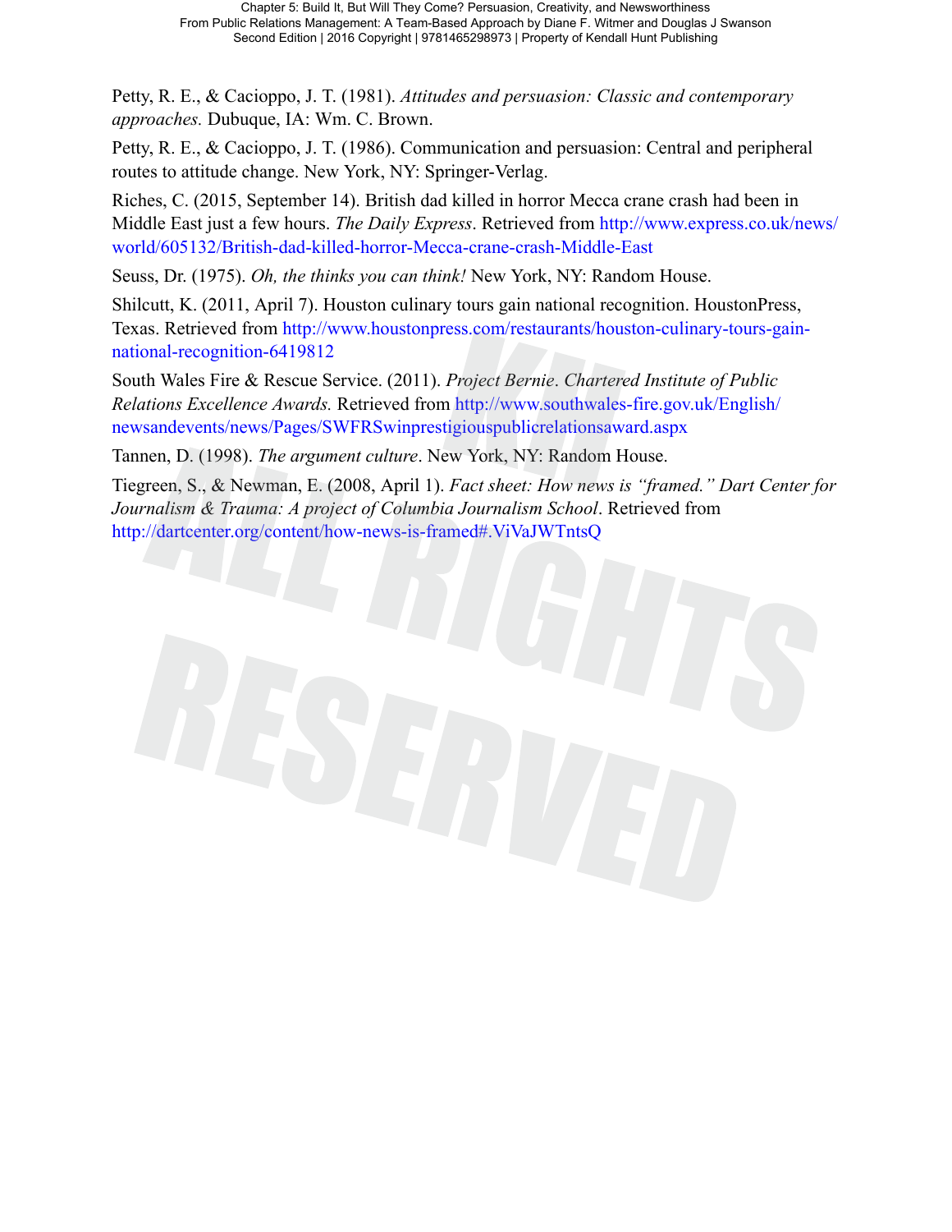Petty, R. E., & Cacioppo, J. T. (1981). *Attitudes and persuasion: Classic and contemporary approaches.* Dubuque, IA: Wm. C. Brown.

Petty, R. E., & Cacioppo, J. T. (1986). Communication and persuasion: Central and peripheral routes to attitude change. New York, NY: Springer-Verlag.

Riches, C. (2015, September 14). British dad killed in horror Mecca crane crash had been in Middle East just a few hours. *The Daily Express*. Retrieved from http://www.express.co.uk/news/world/605132/British-dad-killed-horror-Mecca-crane-crash-Middle-East

Seuss, Dr. (1975). *Oh, the thinks you can think!* New York, NY: Random House.

Shilcutt, K. (2011, April 7). Houston culinary tours gain national recognition. HoustonPress, Texas. Retrieved from http://www.houstonpress.com/restaurants/houston-culinary-tours-gain-national-recognition-6419812

South Wales Fire & Rescue Service. (2011). *Project Bernie*. *Chartered Institute of Public Relations Excellence Awards.* Retrieved from http://www.southwales-fire.gov.uk/English/newsandevents/news/Pages/SWFRSwinprestigiouspublicrelationsaward.aspx

Tannen, D. (1998). *The argument culture*. New York, NY: Random House.

Tiegreen, S., & Newman, E. (2008, April 1). *Fact sheet: How news is "framed." Dart Center for Journalism & Trauma: A project of Columbia Journalism School*. Retrieved from http://dartcenter.org/content/how-news-is-framed#.ViVaJWTntsQ